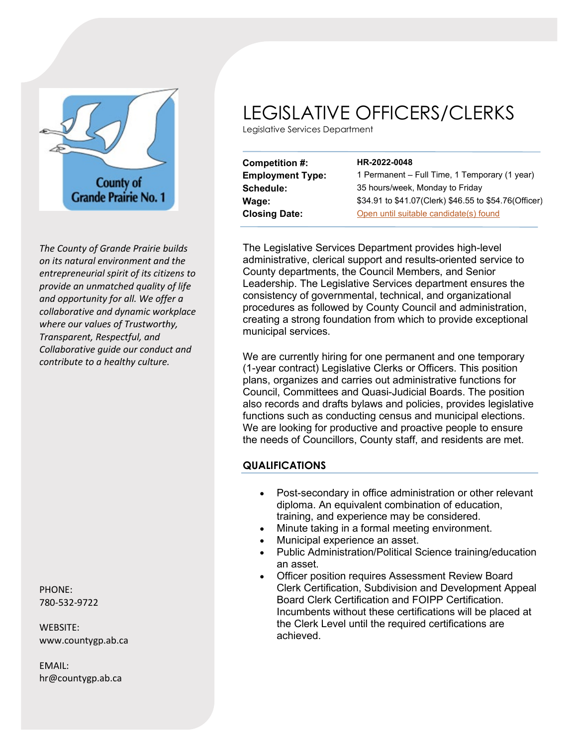# LEGISLATIVE OFFICERS/CLERKS

Legislative Services Department

| | |
|---|---|
| **Competition #:** | **HR-2022-0048** |
| **Employment Type:** | 1 Permanent – Full Time, 1 Temporary (1 year) |
| **Schedule:** | 35 hours/week, Monday to Friday |
| **Wage:** | $34.91 to $41.07(Clerk) $46.55 to $54.76(Officer) |
| **Closing Date:** | Open until suitable candidate(s) found |

The Legislative Services Department provides high-level administrative, clerical support and results-oriented service to County departments, the Council Members, and Senior Leadership. The Legislative Services department ensures the consistency of governmental, technical, and organizational procedures as followed by County Council and administration, creating a strong foundation from which to provide exceptional municipal services.

We are currently hiring for one permanent and one temporary (1-year contract) Legislative Clerks or Officers. This position plans, organizes and carries out administrative functions for Council, Committees and Quasi-Judicial Boards. The position also records and drafts bylaws and policies, provides legislative functions such as conducting census and municipal elections. We are looking for productive and proactive people to ensure the needs of Councillors, County staff, and residents are met.

## QUALIFICATIONS

- Post-secondary in office administration or other relevant diploma. An equivalent combination of education, training, and experience may be considered.
- Minute taking in a formal meeting environment.
- Municipal experience an asset.
- Public Administration/Political Science training/education an asset.
- Officer position requires Assessment Review Board Clerk Certification, Subdivision and Development Appeal Board Clerk Certification and FOIPP Certification. Incumbents without these certifications will be placed at the Clerk Level until the required certifications are achieved.

County of Grande Prairie No. 1

*The County of Grande Prairie builds on its natural environment and the entrepreneurial spirit of its citizens to provide an unmatched quality of life and opportunity for all. We offer a collaborative and dynamic workplace where our values of Trustworthy, Transparent, Respectful, and Collaborative guide our conduct and contribute to a healthy culture.*

PHONE:
780-532-9722

WEBSITE:
www.countygp.ab.ca

EMAIL:
hr@countygp.ab.ca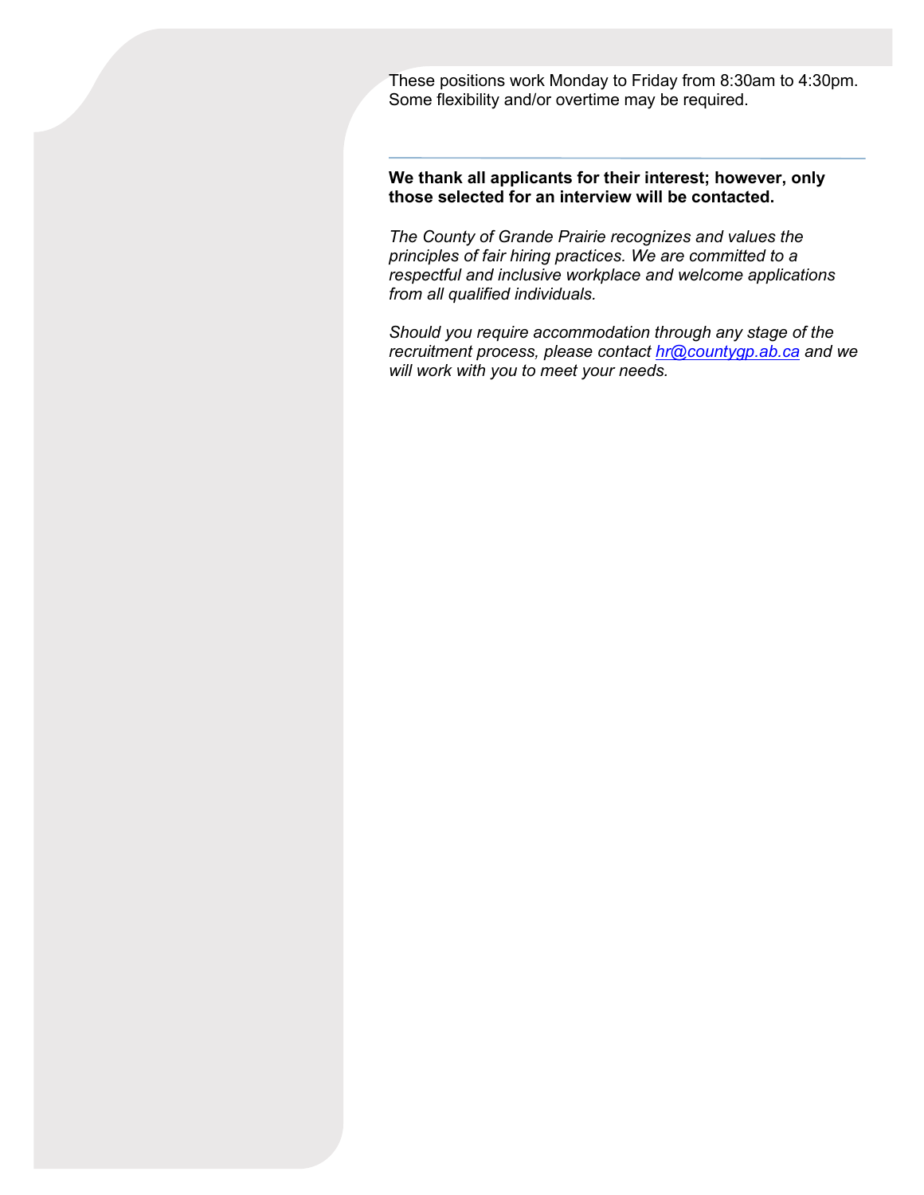These positions work Monday to Friday from 8:30am to 4:30pm. Some flexibility and/or overtime may be required.

---

**We thank all applicants for their interest; however, only those selected for an interview will be contacted.**

*The County of Grande Prairie recognizes and values the principles of fair hiring practices. We are committed to a respectful and inclusive workplace and welcome applications from all qualified individuals.*

*Should you require accommodation through any stage of the recruitment process, please contact [hr@countygp.ab.ca](mailto:hr@countygp.ab.ca) and we will work with you to meet your needs.*